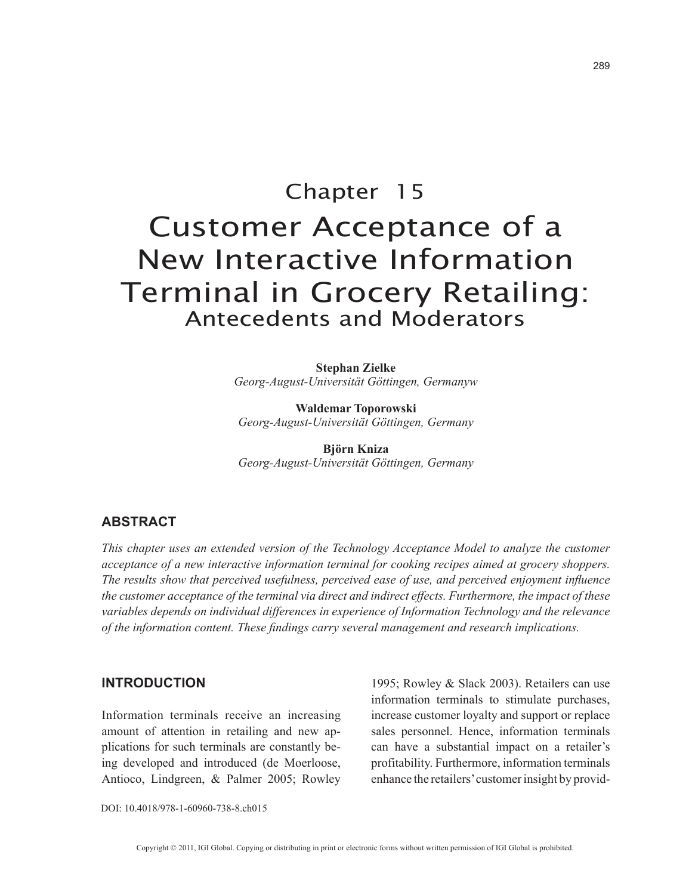# Chapter 15

# Customer Acceptance of a New Interactive Information Terminal in Grocery Retailing: Antecedents and Moderators

**Stephan Zielke**
*Georg-August-Universität Göttingen, Germanyw*

**Waldemar Toporowski**
*Georg-August-Universität Göttingen, Germany*

**Björn Kniza**
*Georg-August-Universität Göttingen, Germany*

## ABSTRACT

*This chapter uses an extended version of the Technology Acceptance Model to analyze the customer acceptance of a new interactive information terminal for cooking recipes aimed at grocery shoppers. The results show that perceived usefulness, perceived ease of use, and perceived enjoyment influence the customer acceptance of the terminal via direct and indirect effects. Furthermore, the impact of these variables depends on individual differences in experience of Information Technology and the relevance of the information content. These findings carry several management and research implications.*

## INTRODUCTION

Information terminals receive an increasing amount of attention in retailing and new applications for such terminals are constantly being developed and introduced (de Moerloose, Antioco, Lindgreen, & Palmer 2005; Rowley 1995; Rowley & Slack 2003). Retailers can use information terminals to stimulate purchases, increase customer loyalty and support or replace sales personnel. Hence, information terminals can have a substantial impact on a retailer's profitability. Furthermore, information terminals enhance the retailers' customer insight by provid-

DOI: 10.4018/978-1-60960-738-8.ch015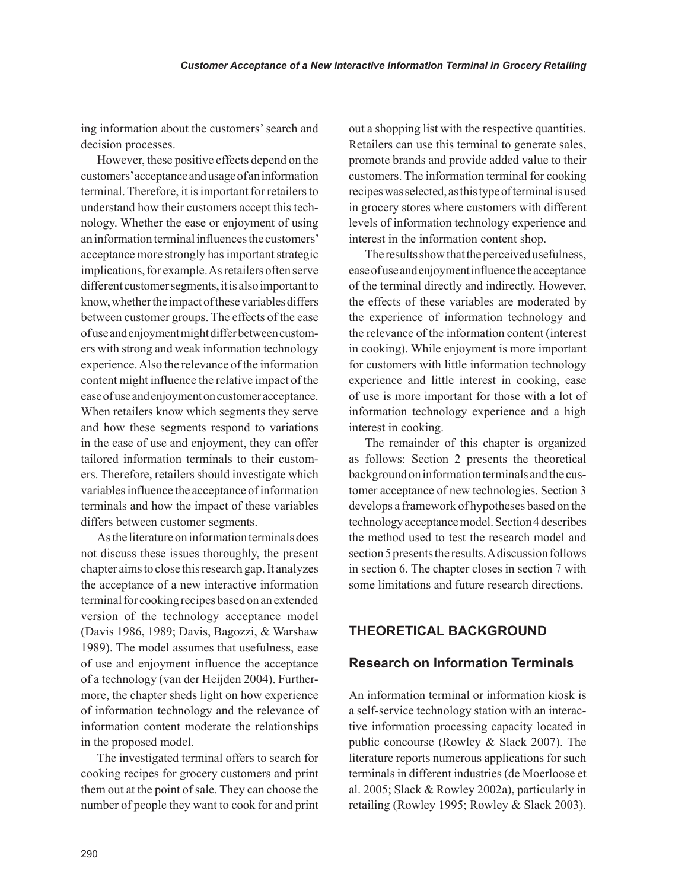ing information about the customers' search and decision processes.

However, these positive effects depend on the customers' acceptance and usage of an information terminal. Therefore, it is important for retailers to understand how their customers accept this technology. Whether the ease or enjoyment of using an information terminal influences the customers' acceptance more strongly has important strategic implications, for example. As retailers often serve different customer segments, it is also important to know, whether the impact of these variables differs between customer groups. The effects of the ease of use and enjoyment might differ between customers with strong and weak information technology experience. Also the relevance of the information content might influence the relative impact of the ease of use and enjoyment on customer acceptance. When retailers know which segments they serve and how these segments respond to variations in the ease of use and enjoyment, they can offer tailored information terminals to their customers. Therefore, retailers should investigate which variables influence the acceptance of information terminals and how the impact of these variables differs between customer segments.

As the literature on information terminals does not discuss these issues thoroughly, the present chapter aims to close this research gap. It analyzes the acceptance of a new interactive information terminal for cooking recipes based on an extended version of the technology acceptance model (Davis 1986, 1989; Davis, Bagozzi, & Warshaw 1989). The model assumes that usefulness, ease of use and enjoyment influence the acceptance of a technology (van der Heijden 2004). Furthermore, the chapter sheds light on how experience of information technology and the relevance of information content moderate the relationships in the proposed model.

The investigated terminal offers to search for cooking recipes for grocery customers and print them out at the point of sale. They can choose the number of people they want to cook for and print out a shopping list with the respective quantities. Retailers can use this terminal to generate sales, promote brands and provide added value to their customers. The information terminal for cooking recipes was selected, as this type of terminal is used in grocery stores where customers with different levels of information technology experience and interest in the information content shop.

The results show that the perceived usefulness, ease of use and enjoyment influence the acceptance of the terminal directly and indirectly. However, the effects of these variables are moderated by the experience of information technology and the relevance of the information content (interest in cooking). While enjoyment is more important for customers with little information technology experience and little interest in cooking, ease of use is more important for those with a lot of information technology experience and a high interest in cooking.

The remainder of this chapter is organized as follows: Section 2 presents the theoretical background on information terminals and the customer acceptance of new technologies. Section 3 develops a framework of hypotheses based on the technology acceptance model. Section 4 describes the method used to test the research model and section 5 presents the results. A discussion follows in section 6. The chapter closes in section 7 with some limitations and future research directions.

## THEORETICAL BACKGROUND

### Research on Information Terminals

An information terminal or information kiosk is a self-service technology station with an interactive information processing capacity located in public concourse (Rowley & Slack 2007). The literature reports numerous applications for such terminals in different industries (de Moerloose et al. 2005; Slack & Rowley 2002a), particularly in retailing (Rowley 1995; Rowley & Slack 2003).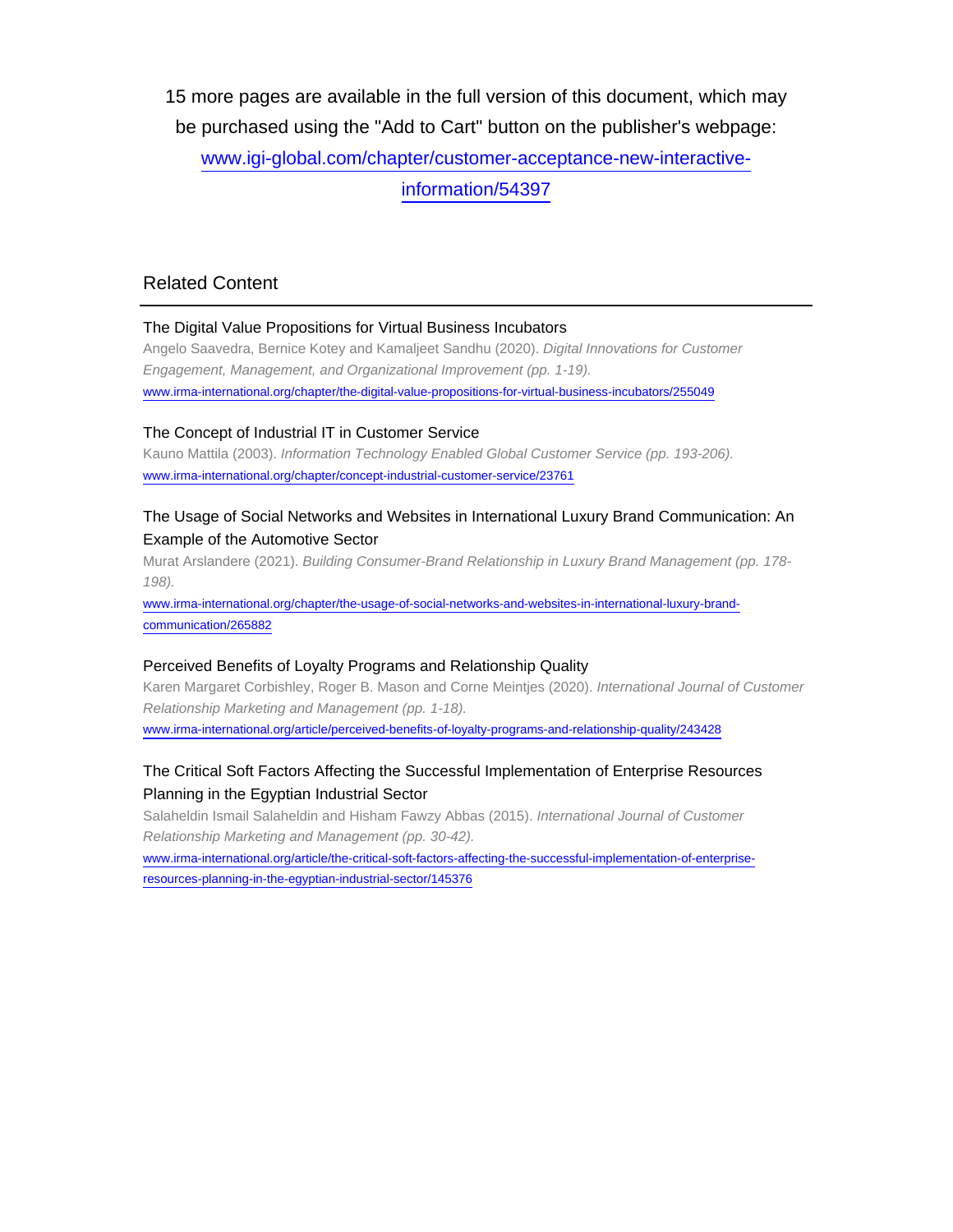15 more pages are available in the full version of this document, which may be purchased using the "Add to Cart" button on the publisher's webpage: www.igi-global.com/chapter/customer-acceptance-new-interactive-information/54397

## Related Content

The Digital Value Propositions for Virtual Business Incubators
Angelo Saavedra, Bernice Kotey and Kamaljeet Sandhu (2020). *Digital Innovations for Customer Engagement, Management, and Organizational Improvement (pp. 1-19).*
www.irma-international.org/chapter/the-digital-value-propositions-for-virtual-business-incubators/255049

The Concept of Industrial IT in Customer Service
Kauno Mattila (2003). *Information Technology Enabled Global Customer Service (pp. 193-206).*
www.irma-international.org/chapter/concept-industrial-customer-service/23761

The Usage of Social Networks and Websites in International Luxury Brand Communication: An Example of the Automotive Sector
Murat Arslandere (2021). *Building Consumer-Brand Relationship in Luxury Brand Management (pp. 178-198).*
www.irma-international.org/chapter/the-usage-of-social-networks-and-websites-in-international-luxury-brand-communication/265882

Perceived Benefits of Loyalty Programs and Relationship Quality
Karen Margaret Corbishley, Roger B. Mason and Corne Meintjes (2020). *International Journal of Customer Relationship Marketing and Management (pp. 1-18).*
www.irma-international.org/article/perceived-benefits-of-loyalty-programs-and-relationship-quality/243428

The Critical Soft Factors Affecting the Successful Implementation of Enterprise Resources Planning in the Egyptian Industrial Sector
Salaheldin Ismail Salaheldin and Hisham Fawzy Abbas (2015). *International Journal of Customer Relationship Marketing and Management (pp. 30-42).*
www.irma-international.org/article/the-critical-soft-factors-affecting-the-successful-implementation-of-enterprise-resources-planning-in-the-egyptian-industrial-sector/145376